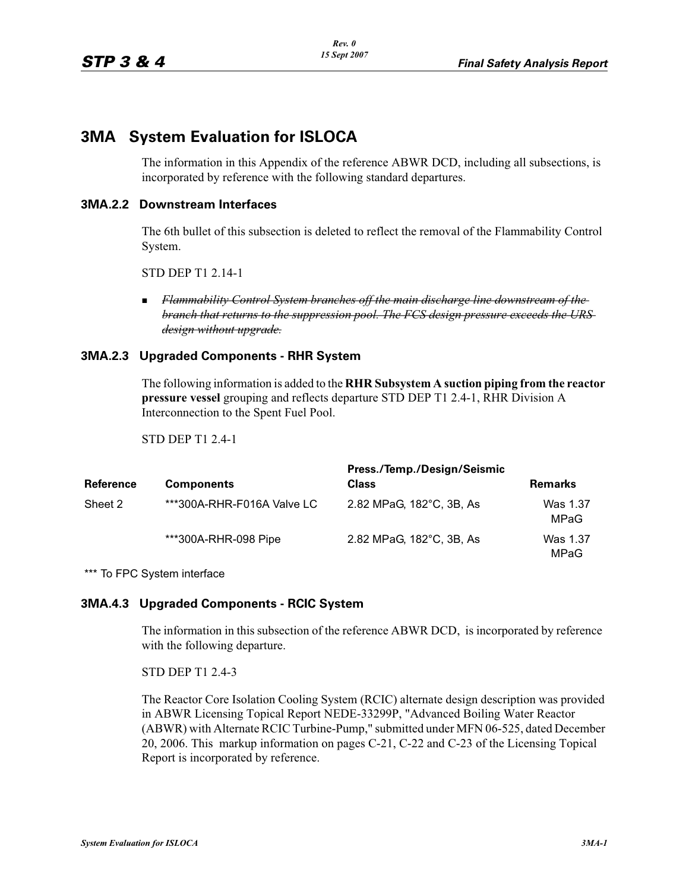# 3MA System Evaluation for ISLOCA

The information in this Appendix of the reference ABWR DCD, including all subsections, is incorporated by reference with the following standard departures.

## 3MA.2.2 Downstream Interfaces

The 6th bullet of this subsection is deleted to reflect the removal of the Flammability Control System.

STD DEP T1 2.14-1

- ~~*Flammability Control System branches off the main discharge line downstream of the branch that returns to the suppression pool. The FCS design pressure exceeds the URS design without upgrade.*~~

## 3MA.2.3 Upgraded Components - RHR System

The following information is added to the **RHR Subsystem A suction piping from the reactor pressure vessel** grouping and reflects departure STD DEP T1 2.4-1, RHR Division A Interconnection to the Spent Fuel Pool.

STD DEP T1 2.4-1

| Reference | Components | Press./Temp./Design/Seismic Class | Remarks |
|---|---|---|---|
| Sheet 2 | ***300A-RHR-F016A Valve LC | 2.82 MPaG, 182°C, 3B, As | Was 1.37 MPaG |
| | ***300A-RHR-098 Pipe | 2.82 MPaG, 182°C, 3B, As | Was 1.37 MPaG |

*** To FPC System interface

## 3MA.4.3 Upgraded Components - RCIC System

The information in this subsection of the reference ABWR DCD, is incorporated by reference with the following departure.

STD DEP T1 2.4-3

The Reactor Core Isolation Cooling System (RCIC) alternate design description was provided in ABWR Licensing Topical Report NEDE-33299P, "Advanced Boiling Water Reactor (ABWR) with Alternate RCIC Turbine-Pump," submitted under MFN 06-525, dated December 20, 2006. This markup information on pages C-21, C-22 and C-23 of the Licensing Topical Report is incorporated by reference.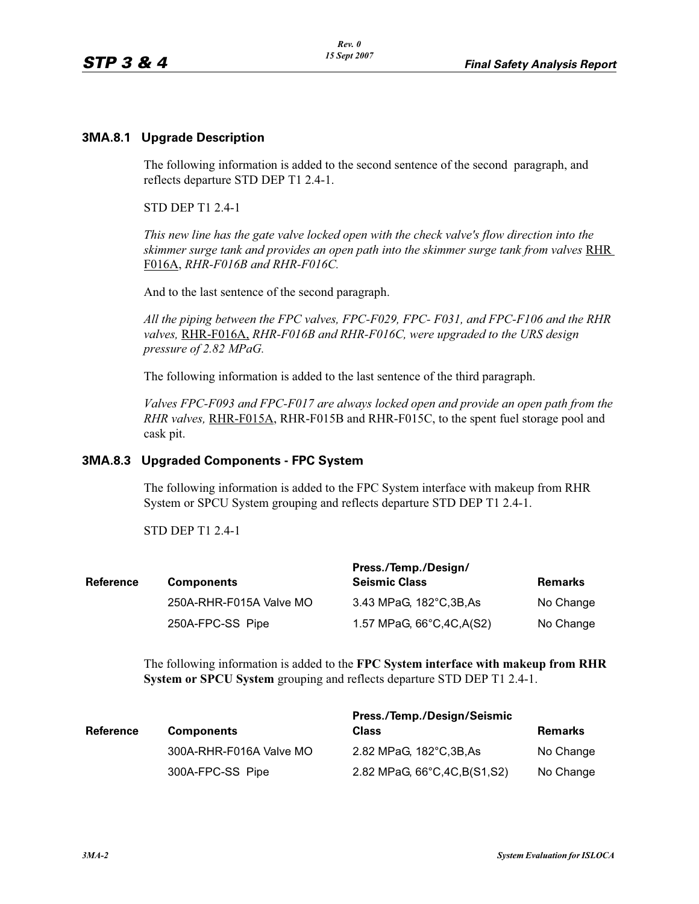### 3MA.8.1 Upgrade Description

The following information is added to the second sentence of the second paragraph, and reflects departure STD DEP T1 2.4-1.

STD DEP T1 2.4-1

*This new line has the gate valve locked open with the check valve's flow direction into the skimmer surge tank and provides an open path into the skimmer surge tank from valves* RHR F016A, *RHR-F016B and RHR-F016C.*

And to the last sentence of the second paragraph.

*All the piping between the FPC valves, FPC-F029, FPC- F031, and FPC-F106 and the RHR valves,* RHR-F016A, *RHR-F016B and RHR-F016C, were upgraded to the URS design pressure of 2.82 MPaG.*

The following information is added to the last sentence of the third paragraph.

*Valves FPC-F093 and FPC-F017 are always locked open and provide an open path from the RHR valves,* RHR-F015A, RHR-F015B and RHR-F015C, to the spent fuel storage pool and cask pit.

### 3MA.8.3 Upgraded Components - FPC System

The following information is added to the FPC System interface with makeup from RHR System or SPCU System grouping and reflects departure STD DEP T1 2.4-1.

STD DEP T1 2.4-1

| Reference | Components | Press./Temp./Design/ Seismic Class | Remarks |
|---|---|---|---|
| | 250A-RHR-F015A Valve MO | 3.43 MPaG, 182°C,3B,As | No Change |
| | 250A-FPC-SS Pipe | 1.57 MPaG, 66°C,4C,A(S2) | No Change |

The following information is added to the **FPC System interface with makeup from RHR System or SPCU System** grouping and reflects departure STD DEP T1 2.4-1.

| Reference | Components | Press./Temp./Design/Seismic Class | Remarks |
|---|---|---|---|
| | 300A-RHR-F016A Valve MO | 2.82 MPaG, 182°C,3B,As | No Change |
| | 300A-FPC-SS Pipe | 2.82 MPaG, 66°C,4C,B(S1,S2) | No Change |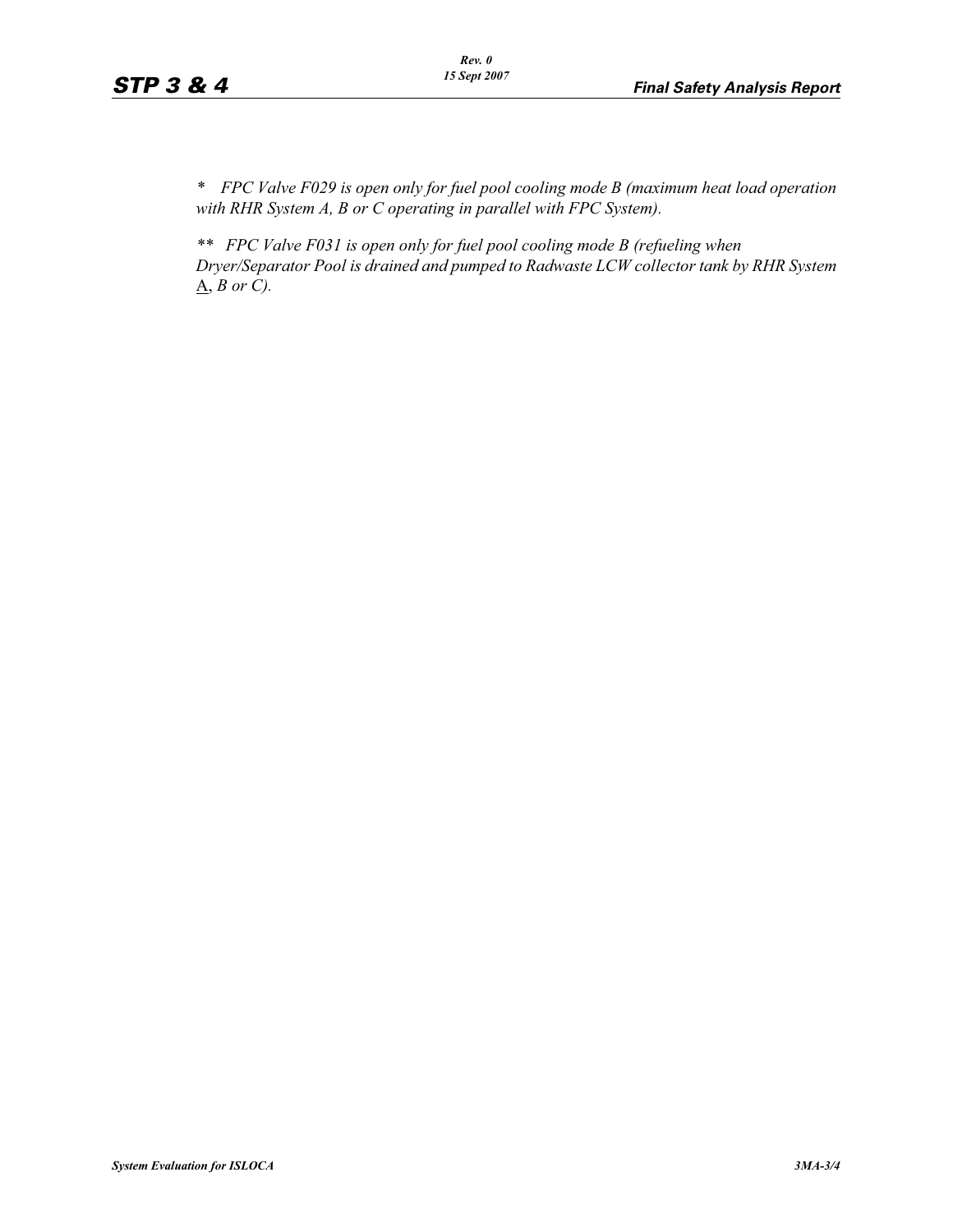*\*   FPC Valve F029 is open only for fuel pool cooling mode B (maximum heat load operation with RHR System A, B or C operating in parallel with FPC System).*

*\*\*   FPC Valve F031 is open only for fuel pool cooling mode B (refueling when Dryer/Separator Pool is drained and pumped to Radwaste LCW collector tank by RHR System A, B or C).*